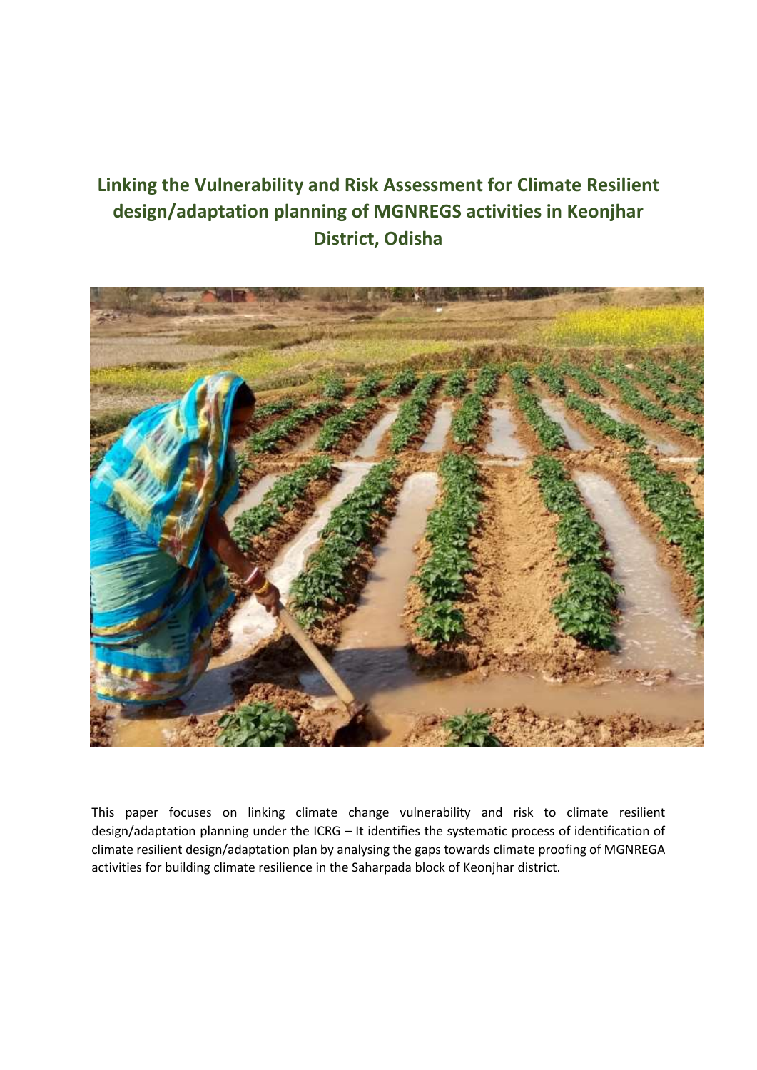# Linking the Vulnerability and Risk Assessment for Climate Resilient design/adaptation planning of MGNREGS activities in Keonjhar District, Odisha

This paper focuses on linking climate change vulnerability and risk to climate resilient design/adaptation planning under the ICRG – It identifies the systematic process of identification of climate resilient design/adaptation plan by analysing the gaps towards climate proofing of MGNREGA activities for building climate resilience in the Saharpada block of Keonjhar district.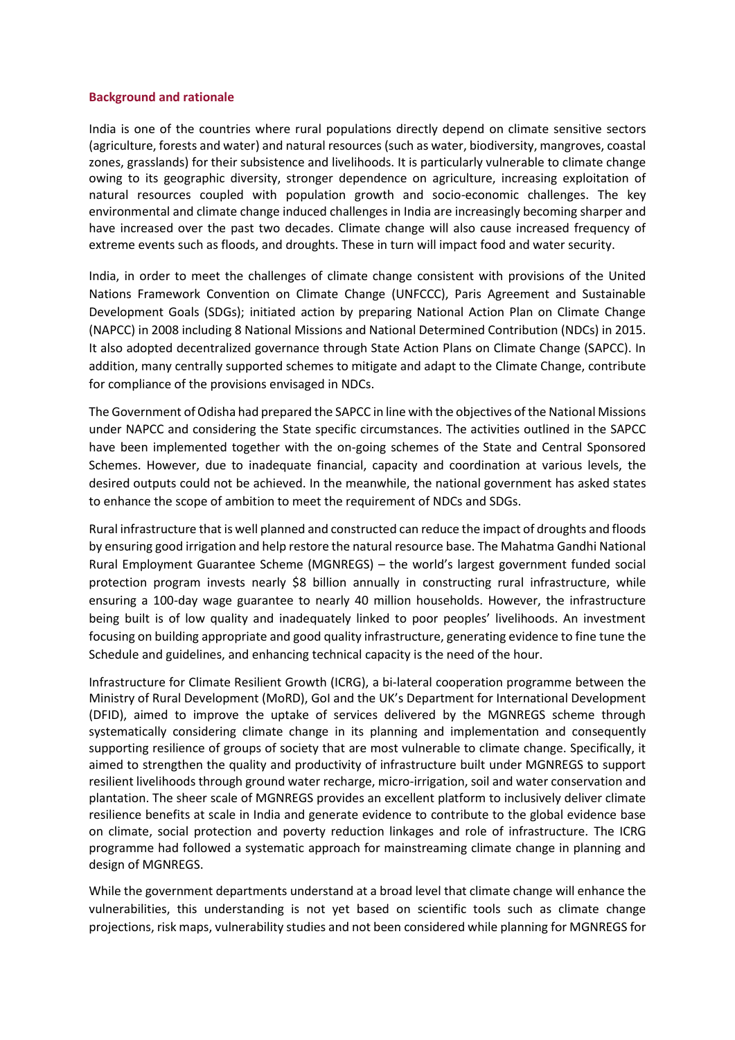## Background and rationale

India is one of the countries where rural populations directly depend on climate sensitive sectors (agriculture, forests and water) and natural resources (such as water, biodiversity, mangroves, coastal zones, grasslands) for their subsistence and livelihoods. It is particularly vulnerable to climate change owing to its geographic diversity, stronger dependence on agriculture, increasing exploitation of natural resources coupled with population growth and socio-economic challenges. The key environmental and climate change induced challenges in India are increasingly becoming sharper and have increased over the past two decades. Climate change will also cause increased frequency of extreme events such as floods, and droughts. These in turn will impact food and water security.

India, in order to meet the challenges of climate change consistent with provisions of the United Nations Framework Convention on Climate Change (UNFCCC), Paris Agreement and Sustainable Development Goals (SDGs); initiated action by preparing National Action Plan on Climate Change (NAPCC) in 2008 including 8 National Missions and National Determined Contribution (NDCs) in 2015. It also adopted decentralized governance through State Action Plans on Climate Change (SAPCC). In addition, many centrally supported schemes to mitigate and adapt to the Climate Change, contribute for compliance of the provisions envisaged in NDCs.

The Government of Odisha had prepared the SAPCC in line with the objectives of the National Missions under NAPCC and considering the State specific circumstances. The activities outlined in the SAPCC have been implemented together with the on-going schemes of the State and Central Sponsored Schemes. However, due to inadequate financial, capacity and coordination at various levels, the desired outputs could not be achieved. In the meanwhile, the national government has asked states to enhance the scope of ambition to meet the requirement of NDCs and SDGs.

Rural infrastructure that is well planned and constructed can reduce the impact of droughts and floods by ensuring good irrigation and help restore the natural resource base. The Mahatma Gandhi National Rural Employment Guarantee Scheme (MGNREGS) – the world's largest government funded social protection program invests nearly $8 billion annually in constructing rural infrastructure, while ensuring a 100-day wage guarantee to nearly 40 million households. However, the infrastructure being built is of low quality and inadequately linked to poor peoples' livelihoods. An investment focusing on building appropriate and good quality infrastructure, generating evidence to fine tune the Schedule and guidelines, and enhancing technical capacity is the need of the hour.

Infrastructure for Climate Resilient Growth (ICRG), a bi-lateral cooperation programme between the Ministry of Rural Development (MoRD), GoI and the UK's Department for International Development (DFID), aimed to improve the uptake of services delivered by the MGNREGS scheme through systematically considering climate change in its planning and implementation and consequently supporting resilience of groups of society that are most vulnerable to climate change. Specifically, it aimed to strengthen the quality and productivity of infrastructure built under MGNREGS to support resilient livelihoods through ground water recharge, micro-irrigation, soil and water conservation and plantation. The sheer scale of MGNREGS provides an excellent platform to inclusively deliver climate resilience benefits at scale in India and generate evidence to contribute to the global evidence base on climate, social protection and poverty reduction linkages and role of infrastructure. The ICRG programme had followed a systematic approach for mainstreaming climate change in planning and design of MGNREGS.

While the government departments understand at a broad level that climate change will enhance the vulnerabilities, this understanding is not yet based on scientific tools such as climate change projections, risk maps, vulnerability studies and not been considered while planning for MGNREGS for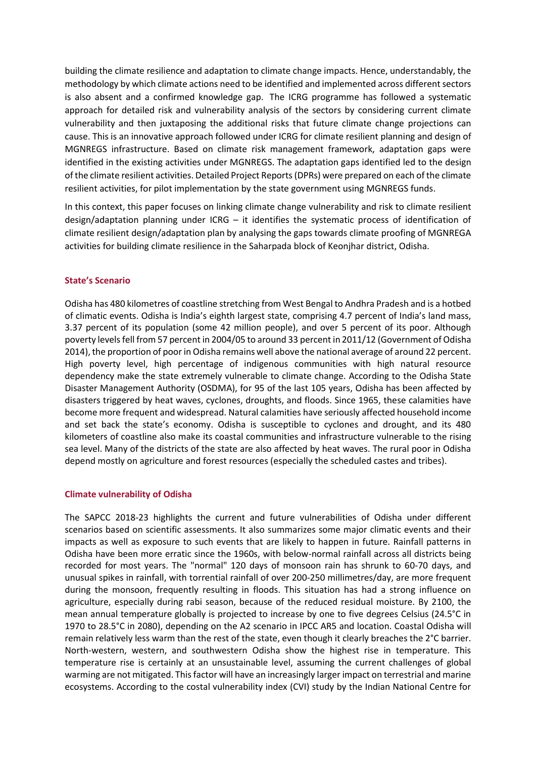building the climate resilience and adaptation to climate change impacts. Hence, understandably, the methodology by which climate actions need to be identified and implemented across different sectors is also absent and a confirmed knowledge gap. The ICRG programme has followed a systematic approach for detailed risk and vulnerability analysis of the sectors by considering current climate vulnerability and then juxtaposing the additional risks that future climate change projections can cause. This is an innovative approach followed under ICRG for climate resilient planning and design of MGNREGS infrastructure. Based on climate risk management framework, adaptation gaps were identified in the existing activities under MGNREGS. The adaptation gaps identified led to the design of the climate resilient activities. Detailed Project Reports (DPRs) were prepared on each of the climate resilient activities, for pilot implementation by the state government using MGNREGS funds.

In this context, this paper focuses on linking climate change vulnerability and risk to climate resilient design/adaptation planning under ICRG – it identifies the systematic process of identification of climate resilient design/adaptation plan by analysing the gaps towards climate proofing of MGNREGA activities for building climate resilience in the Saharpada block of Keonjhar district, Odisha.

## State's Scenario

Odisha has 480 kilometres of coastline stretching from West Bengal to Andhra Pradesh and is a hotbed of climatic events. Odisha is India's eighth largest state, comprising 4.7 percent of India's land mass, 3.37 percent of its population (some 42 million people), and over 5 percent of its poor. Although poverty levels fell from 57 percent in 2004/05 to around 33 percent in 2011/12 (Government of Odisha 2014), the proportion of poor in Odisha remains well above the national average of around 22 percent. High poverty level, high percentage of indigenous communities with high natural resource dependency make the state extremely vulnerable to climate change. According to the Odisha State Disaster Management Authority (OSDMA), for 95 of the last 105 years, Odisha has been affected by disasters triggered by heat waves, cyclones, droughts, and floods. Since 1965, these calamities have become more frequent and widespread. Natural calamities have seriously affected household income and set back the state's economy. Odisha is susceptible to cyclones and drought, and its 480 kilometers of coastline also make its coastal communities and infrastructure vulnerable to the rising sea level. Many of the districts of the state are also affected by heat waves. The rural poor in Odisha depend mostly on agriculture and forest resources (especially the scheduled castes and tribes).

## Climate vulnerability of Odisha

The SAPCC 2018-23 highlights the current and future vulnerabilities of Odisha under different scenarios based on scientific assessments. It also summarizes some major climatic events and their impacts as well as exposure to such events that are likely to happen in future. Rainfall patterns in Odisha have been more erratic since the 1960s, with below-normal rainfall across all districts being recorded for most years. The "normal" 120 days of monsoon rain has shrunk to 60-70 days, and unusual spikes in rainfall, with torrential rainfall of over 200-250 millimetres/day, are more frequent during the monsoon, frequently resulting in floods. This situation has had a strong influence on agriculture, especially during rabi season, because of the reduced residual moisture. By 2100, the mean annual temperature globally is projected to increase by one to five degrees Celsius (24.5°C in 1970 to 28.5°C in 2080), depending on the A2 scenario in IPCC AR5 and location. Coastal Odisha will remain relatively less warm than the rest of the state, even though it clearly breaches the 2°C barrier. North-western, western, and southwestern Odisha show the highest rise in temperature. This temperature rise is certainly at an unsustainable level, assuming the current challenges of global warming are not mitigated. This factor will have an increasingly larger impact on terrestrial and marine ecosystems. According to the costal vulnerability index (CVI) study by the Indian National Centre for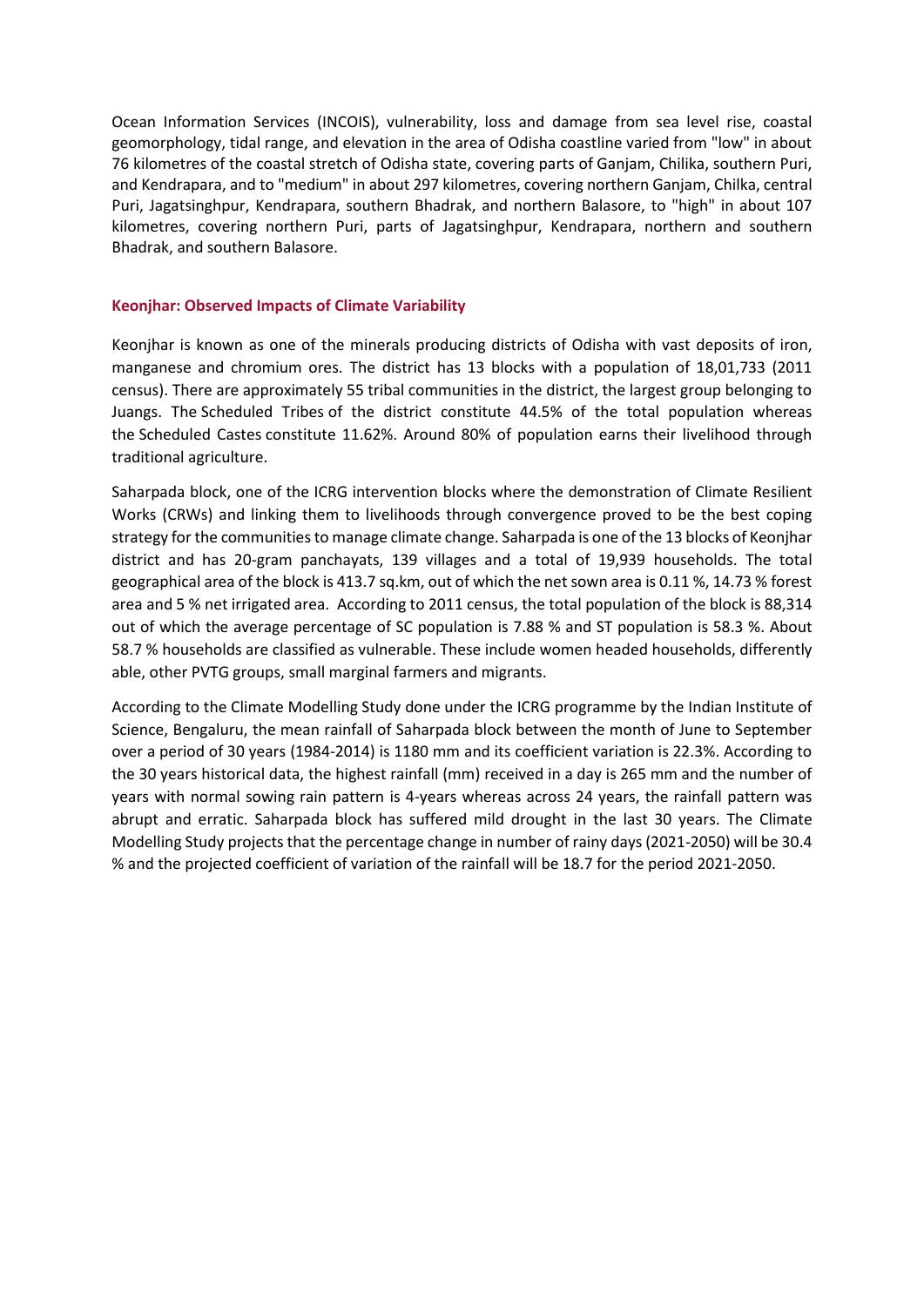Ocean Information Services (INCOIS), vulnerability, loss and damage from sea level rise, coastal geomorphology, tidal range, and elevation in the area of Odisha coastline varied from "low" in about 76 kilometres of the coastal stretch of Odisha state, covering parts of Ganjam, Chilika, southern Puri, and Kendrapara, and to "medium" in about 297 kilometres, covering northern Ganjam, Chilka, central Puri, Jagatsinghpur, Kendrapara, southern Bhadrak, and northern Balasore, to "high" in about 107 kilometres, covering northern Puri, parts of Jagatsinghpur, Kendrapara, northern and southern Bhadrak, and southern Balasore.

### Keonjhar: Observed Impacts of Climate Variability

Keonjhar is known as one of the minerals producing districts of Odisha with vast deposits of iron, manganese and chromium ores. The district has 13 blocks with a population of 18,01,733 (2011 census). There are approximately 55 tribal communities in the district, the largest group belonging to Juangs. The Scheduled Tribes of the district constitute 44.5% of the total population whereas the Scheduled Castes constitute 11.62%. Around 80% of population earns their livelihood through traditional agriculture.

Saharpada block, one of the ICRG intervention blocks where the demonstration of Climate Resilient Works (CRWs) and linking them to livelihoods through convergence proved to be the best coping strategy for the communities to manage climate change. Saharpada is one of the 13 blocks of Keonjhar district and has 20-gram panchayats, 139 villages and a total of 19,939 households. The total geographical area of the block is 413.7 sq.km, out of which the net sown area is 0.11 %, 14.73 % forest area and 5 % net irrigated area. According to 2011 census, the total population of the block is 88,314 out of which the average percentage of SC population is 7.88 % and ST population is 58.3 %. About 58.7 % households are classified as vulnerable. These include women headed households, differently able, other PVTG groups, small marginal farmers and migrants.

According to the Climate Modelling Study done under the ICRG programme by the Indian Institute of Science, Bengaluru, the mean rainfall of Saharpada block between the month of June to September over a period of 30 years (1984-2014) is 1180 mm and its coefficient variation is 22.3%. According to the 30 years historical data, the highest rainfall (mm) received in a day is 265 mm and the number of years with normal sowing rain pattern is 4-years whereas across 24 years, the rainfall pattern was abrupt and erratic. Saharpada block has suffered mild drought in the last 30 years. The Climate Modelling Study projects that the percentage change in number of rainy days (2021-2050) will be 30.4 % and the projected coefficient of variation of the rainfall will be 18.7 for the period 2021-2050.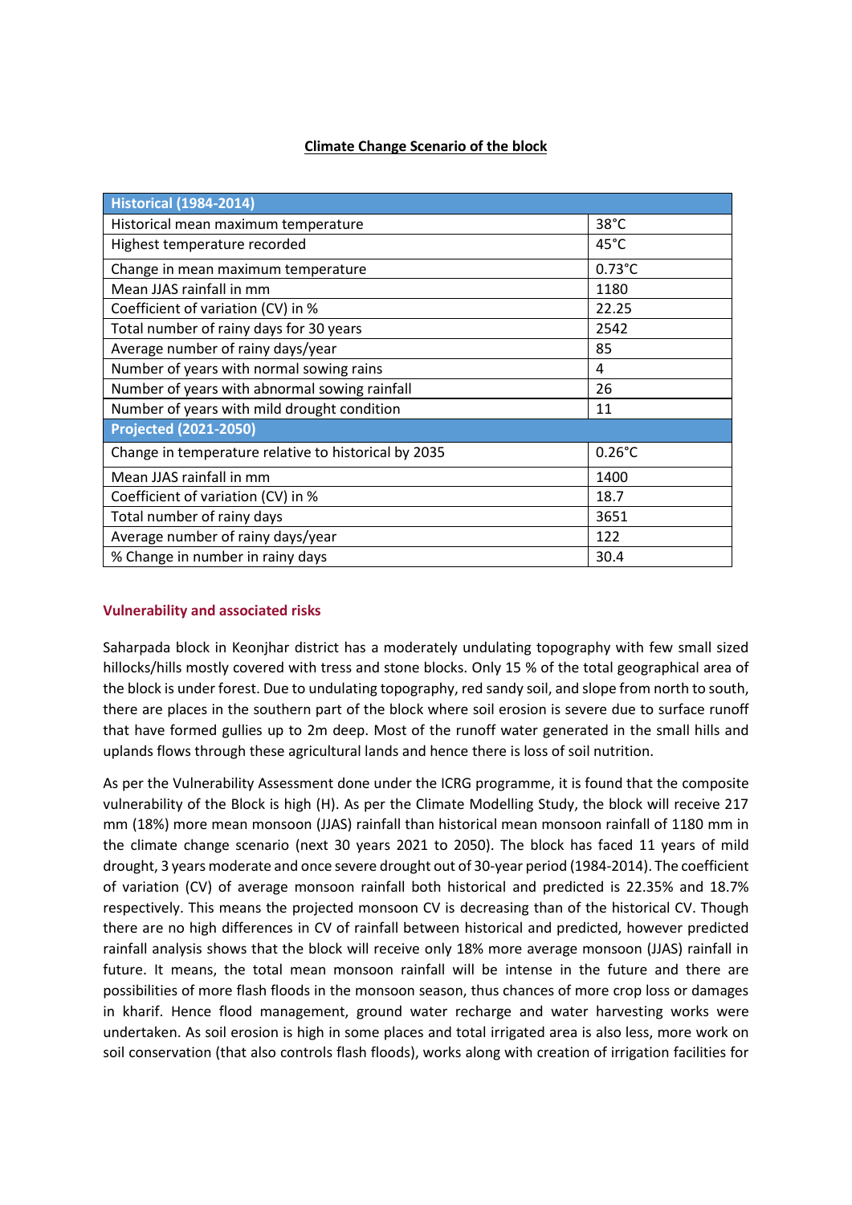**Climate Change Scenario of the block**

| Historical (1984-2014) | |
|---|---|
| Historical mean maximum temperature | 38°C |
| Highest temperature recorded | 45°C |
| Change in mean maximum temperature | 0.73°C |
| Mean JJAS rainfall in mm | 1180 |
| Coefficient of variation (CV) in % | 22.25 |
| Total number of rainy days for 30 years | 2542 |
| Average number of rainy days/year | 85 |
| Number of years with normal sowing rains | 4 |
| Number of years with abnormal sowing rainfall | 26 |
| Number of years with mild drought condition | 11 |
| **Projected (2021-2050)** | |
| Change in temperature relative to historical by 2035 | 0.26°C |
| Mean JJAS rainfall in mm | 1400 |
| Coefficient of variation (CV) in % | 18.7 |
| Total number of rainy days | 3651 |
| Average number of rainy days/year | 122 |
| % Change in number in rainy days | 30.4 |

### Vulnerability and associated risks

Saharpada block in Keonjhar district has a moderately undulating topography with few small sized hillocks/hills mostly covered with tress and stone blocks. Only 15 % of the total geographical area of the block is under forest. Due to undulating topography, red sandy soil, and slope from north to south, there are places in the southern part of the block where soil erosion is severe due to surface runoff that have formed gullies up to 2m deep. Most of the runoff water generated in the small hills and uplands flows through these agricultural lands and hence there is loss of soil nutrition.

As per the Vulnerability Assessment done under the ICRG programme, it is found that the composite vulnerability of the Block is high (H). As per the Climate Modelling Study, the block will receive 217 mm (18%) more mean monsoon (JJAS) rainfall than historical mean monsoon rainfall of 1180 mm in the climate change scenario (next 30 years 2021 to 2050). The block has faced 11 years of mild drought, 3 years moderate and once severe drought out of 30-year period (1984-2014). The coefficient of variation (CV) of average monsoon rainfall both historical and predicted is 22.35% and 18.7% respectively. This means the projected monsoon CV is decreasing than of the historical CV. Though there are no high differences in CV of rainfall between historical and predicted, however predicted rainfall analysis shows that the block will receive only 18% more average monsoon (JJAS) rainfall in future. It means, the total mean monsoon rainfall will be intense in the future and there are possibilities of more flash floods in the monsoon season, thus chances of more crop loss or damages in kharif. Hence flood management, ground water recharge and water harvesting works were undertaken. As soil erosion is high in some places and total irrigated area is also less, more work on soil conservation (that also controls flash floods), works along with creation of irrigation facilities for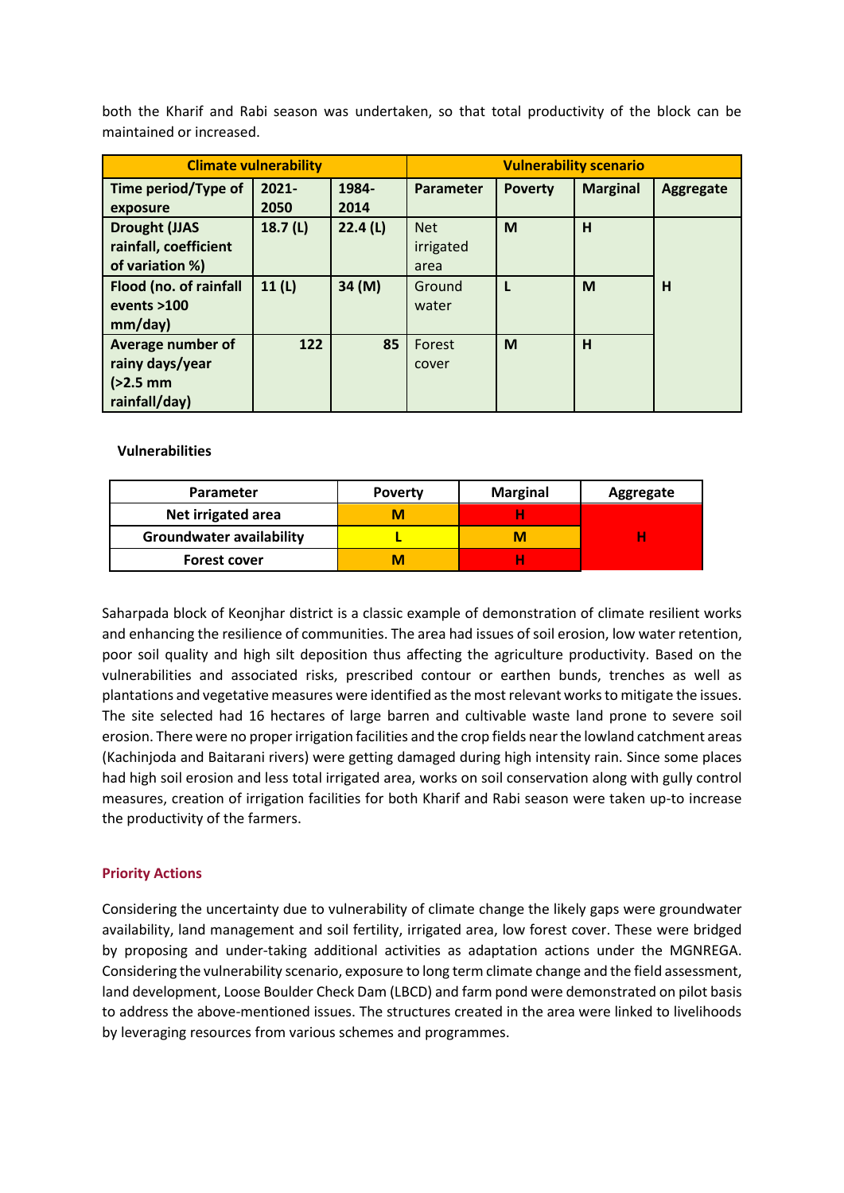both the Kharif and Rabi season was undertaken, so that total productivity of the block can be maintained or increased.

| Climate vulnerability | | | Vulnerability scenario | | | |
|---|---|---|---|---|---|---|
| Time period/Type of exposure | 2021-2050 | 1984-2014 | Parameter | Poverty | Marginal | Aggregate |
| Drought (JJAS rainfall, coefficient of variation %) | 18.7 (L) | 22.4 (L) | Net irrigated area | M | H | H |
| Flood (no. of rainfall events >100 mm/day) | 11 (L) | 34 (M) | Ground water | L | M | |
| Average number of rainy days/year (>2.5 mm rainfall/day) | 122 | 85 | Forest cover | M | H | |

**Vulnerabilities**

| Parameter | Poverty | Marginal | Aggregate |
|---|---|---|---|
| Net irrigated area | M | H | H |
| Groundwater availability | L | M | |
| Forest cover | M | H | |

Saharpada block of Keonjhar district is a classic example of demonstration of climate resilient works and enhancing the resilience of communities. The area had issues of soil erosion, low water retention, poor soil quality and high silt deposition thus affecting the agriculture productivity. Based on the vulnerabilities and associated risks, prescribed contour or earthen bunds, trenches as well as plantations and vegetative measures were identified as the most relevant works to mitigate the issues. The site selected had 16 hectares of large barren and cultivable waste land prone to severe soil erosion. There were no proper irrigation facilities and the crop fields near the lowland catchment areas (Kachinjoda and Baitarani rivers) were getting damaged during high intensity rain. Since some places had high soil erosion and less total irrigated area, works on soil conservation along with gully control measures, creation of irrigation facilities for both Kharif and Rabi season were taken up-to increase the productivity of the farmers.

### Priority Actions

Considering the uncertainty due to vulnerability of climate change the likely gaps were groundwater availability, land management and soil fertility, irrigated area, low forest cover. These were bridged by proposing and under-taking additional activities as adaptation actions under the MGNREGA. Considering the vulnerability scenario, exposure to long term climate change and the field assessment, land development, Loose Boulder Check Dam (LBCD) and farm pond were demonstrated on pilot basis to address the above-mentioned issues. The structures created in the area were linked to livelihoods by leveraging resources from various schemes and programmes.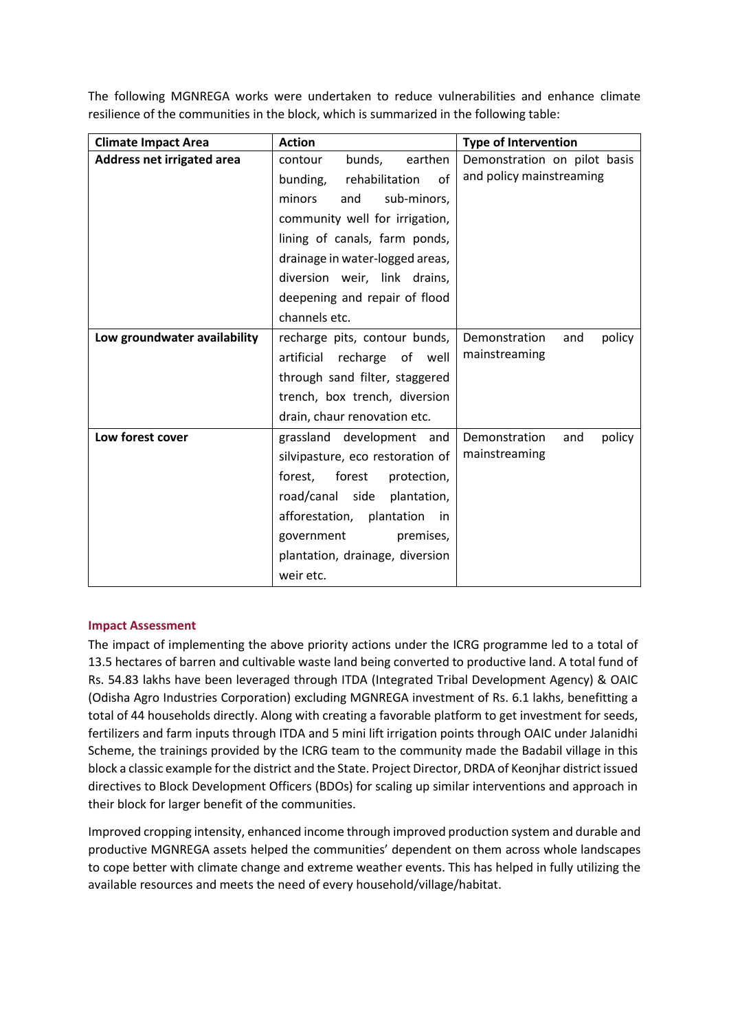The following MGNREGA works were undertaken to reduce vulnerabilities and enhance climate resilience of the communities in the block, which is summarized in the following table:

| Climate Impact Area | Action | Type of Intervention |
|---|---|---|
| **Address net irrigated area** | contour bunds, earthen bunding, rehabilitation of minors and sub-minors, community well for irrigation, lining of canals, farm ponds, drainage in water-logged areas, diversion weir, link drains, deepening and repair of flood channels etc. | Demonstration on pilot basis and policy mainstreaming |
| **Low groundwater availability** | recharge pits, contour bunds, artificial recharge of well through sand filter, staggered trench, box trench, diversion drain, chaur renovation etc. | Demonstration and policy mainstreaming |
| **Low forest cover** | grassland development and silvipasture, eco restoration of forest, forest protection, road/canal side plantation, afforestation, plantation in government premises, plantation, drainage, diversion weir etc. | Demonstration and policy mainstreaming |

### Impact Assessment

The impact of implementing the above priority actions under the ICRG programme led to a total of 13.5 hectares of barren and cultivable waste land being converted to productive land. A total fund of Rs. 54.83 lakhs have been leveraged through ITDA (Integrated Tribal Development Agency) & OAIC (Odisha Agro Industries Corporation) excluding MGNREGA investment of Rs. 6.1 lakhs, benefitting a total of 44 households directly. Along with creating a favorable platform to get investment for seeds, fertilizers and farm inputs through ITDA and 5 mini lift irrigation points through OAIC under Jalanidhi Scheme, the trainings provided by the ICRG team to the community made the Badabil village in this block a classic example for the district and the State. Project Director, DRDA of Keonjhar district issued directives to Block Development Officers (BDOs) for scaling up similar interventions and approach in their block for larger benefit of the communities.

Improved cropping intensity, enhanced income through improved production system and durable and productive MGNREGA assets helped the communities' dependent on them across whole landscapes to cope better with climate change and extreme weather events. This has helped in fully utilizing the available resources and meets the need of every household/village/habitat.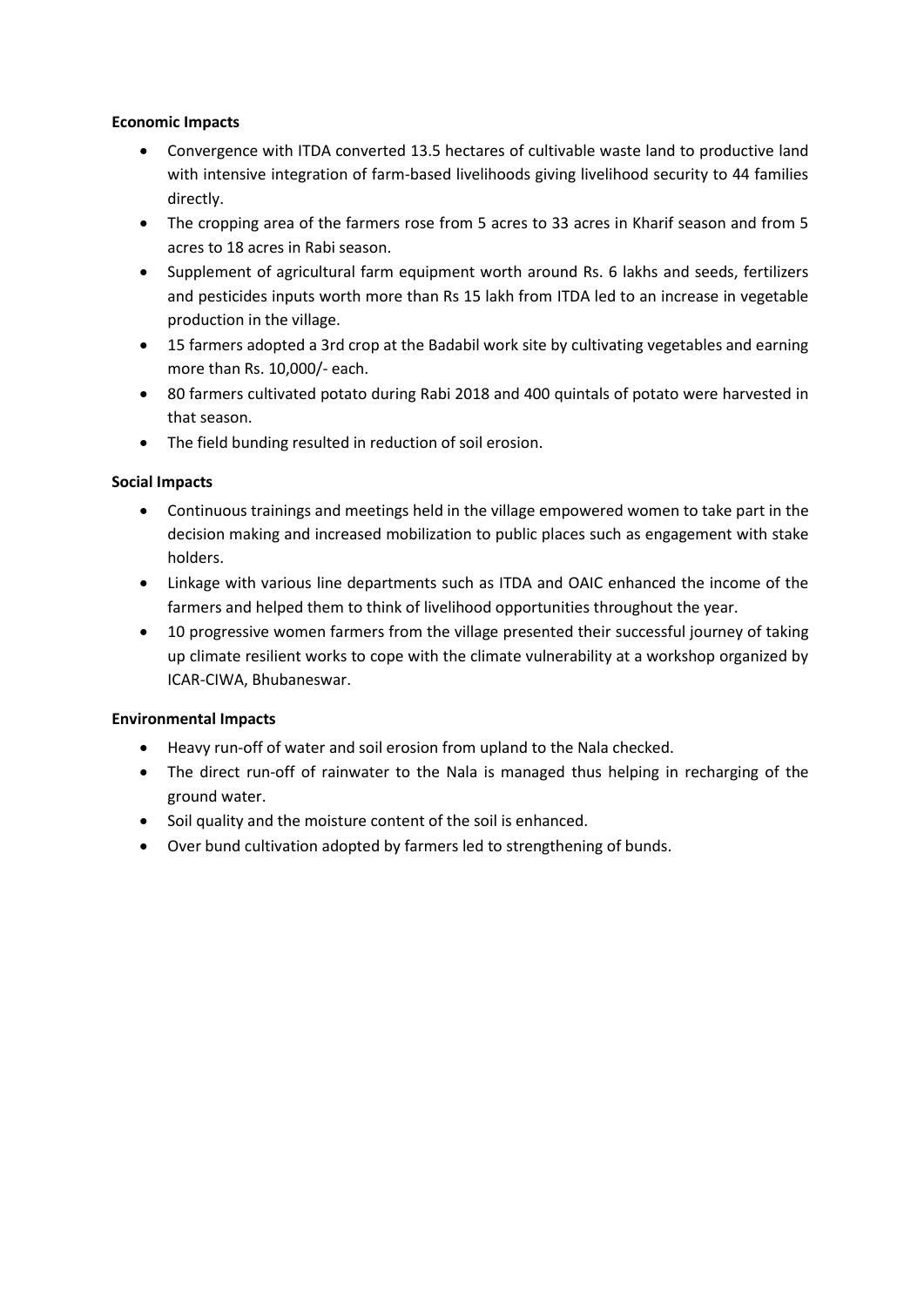**Economic Impacts**

- Convergence with ITDA converted 13.5 hectares of cultivable waste land to productive land with intensive integration of farm-based livelihoods giving livelihood security to 44 families directly.
- The cropping area of the farmers rose from 5 acres to 33 acres in Kharif season and from 5 acres to 18 acres in Rabi season.
- Supplement of agricultural farm equipment worth around Rs. 6 lakhs and seeds, fertilizers and pesticides inputs worth more than Rs 15 lakh from ITDA led to an increase in vegetable production in the village.
- 15 farmers adopted a 3rd crop at the Badabil work site by cultivating vegetables and earning more than Rs. 10,000/- each.
- 80 farmers cultivated potato during Rabi 2018 and 400 quintals of potato were harvested in that season.
- The field bunding resulted in reduction of soil erosion.

**Social Impacts**

- Continuous trainings and meetings held in the village empowered women to take part in the decision making and increased mobilization to public places such as engagement with stake holders.
- Linkage with various line departments such as ITDA and OAIC enhanced the income of the farmers and helped them to think of livelihood opportunities throughout the year.
- 10 progressive women farmers from the village presented their successful journey of taking up climate resilient works to cope with the climate vulnerability at a workshop organized by ICAR-CIWA, Bhubaneswar.

**Environmental Impacts**

- Heavy run-off of water and soil erosion from upland to the Nala checked.
- The direct run-off of rainwater to the Nala is managed thus helping in recharging of the ground water.
- Soil quality and the moisture content of the soil is enhanced.
- Over bund cultivation adopted by farmers led to strengthening of bunds.